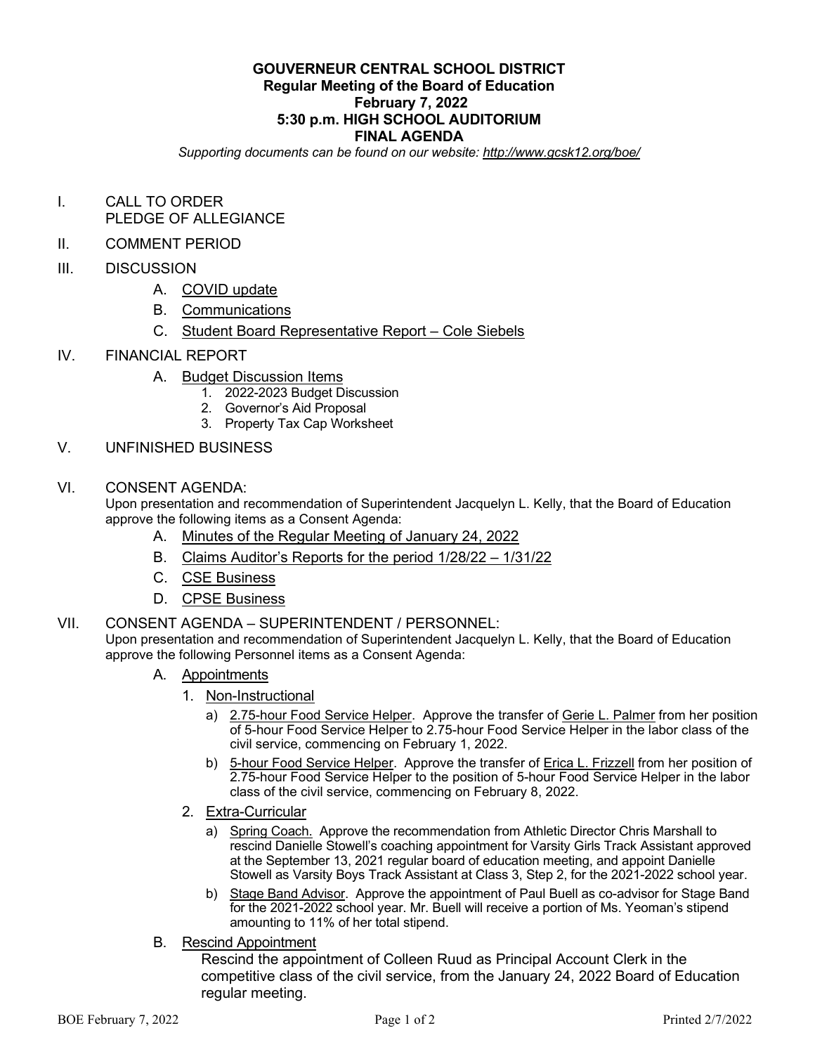# GOUVERNEUR CENTRAL SCHOOL DISTRICT
## Regular Meeting of the Board of Education
## February 7, 2022
## 5:30 p.m. HIGH SCHOOL AUDITORIUM
## FINAL AGENDA

*Supporting documents can be found on our website: http://www.gcsk12.org/boe/*

I. CALL TO ORDER
PLEDGE OF ALLEGIANCE

II. COMMENT PERIOD

III. DISCUSSION

- A. COVID update
- B. Communications
- C. Student Board Representative Report – Cole Siebels

IV. FINANCIAL REPORT

- A. Budget Discussion Items
  1. 2022-2023 Budget Discussion
  2. Governor's Aid Proposal
  3. Property Tax Cap Worksheet

V. UNFINISHED BUSINESS

VI. CONSENT AGENDA:
Upon presentation and recommendation of Superintendent Jacquelyn L. Kelly, that the Board of Education approve the following items as a Consent Agenda:

- A. Minutes of the Regular Meeting of January 24, 2022
- B. Claims Auditor's Reports for the period 1/28/22 – 1/31/22
- C. CSE Business
- D. CPSE Business

VII. CONSENT AGENDA – SUPERINTENDENT / PERSONNEL:
Upon presentation and recommendation of Superintendent Jacquelyn L. Kelly, that the Board of Education approve the following Personnel items as a Consent Agenda:

- A. Appointments
  1. Non-Instructional
     - a) 2.75-hour Food Service Helper. Approve the transfer of Gerie L. Palmer from her position of 5-hour Food Service Helper to 2.75-hour Food Service Helper in the labor class of the civil service, commencing on February 1, 2022.
     - b) 5-hour Food Service Helper. Approve the transfer of Erica L. Frizzell from her position of 2.75-hour Food Service Helper to the position of 5-hour Food Service Helper in the labor class of the civil service, commencing on February 8, 2022.
  2. Extra-Curricular
     - a) Spring Coach. Approve the recommendation from Athletic Director Chris Marshall to rescind Danielle Stowell's coaching appointment for Varsity Girls Track Assistant approved at the September 13, 2021 regular board of education meeting, and appoint Danielle Stowell as Varsity Boys Track Assistant at Class 3, Step 2, for the 2021-2022 school year.
     - b) Stage Band Advisor. Approve the appointment of Paul Buell as co-advisor for Stage Band for the 2021-2022 school year. Mr. Buell will receive a portion of Ms. Yeoman's stipend amounting to 11% of her total stipend.
- B. Rescind Appointment
  Rescind the appointment of Colleen Ruud as Principal Account Clerk in the competitive class of the civil service, from the January 24, 2022 Board of Education regular meeting.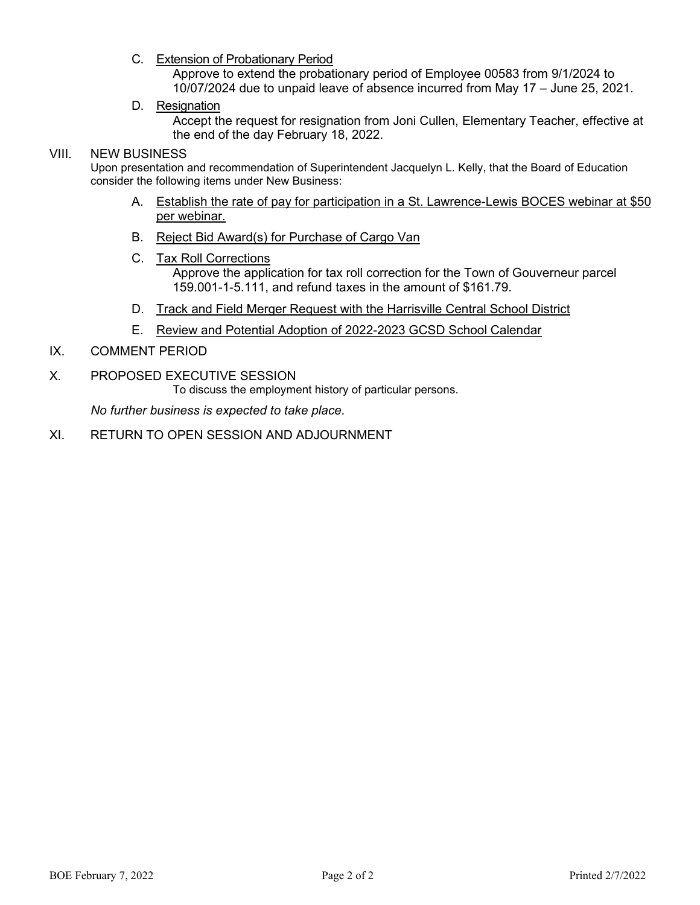C. Extension of Probationary Period

   Approve to extend the probationary period of Employee 00583 from 9/1/2024 to 10/07/2024 due to unpaid leave of absence incurred from May 17 – June 25, 2021.

D. Resignation

   Accept the request for resignation from Joni Cullen, Elementary Teacher, effective at the end of the day February 18, 2022.

VIII. NEW BUSINESS

Upon presentation and recommendation of Superintendent Jacquelyn L. Kelly, that the Board of Education consider the following items under New Business:

A. Establish the rate of pay for participation in a St. Lawrence-Lewis BOCES webinar at $50 per webinar.

B. Reject Bid Award(s) for Purchase of Cargo Van

C. Tax Roll Corrections

   Approve the application for tax roll correction for the Town of Gouverneur parcel 159.001-1-5.111, and refund taxes in the amount of $161.79.

D. Track and Field Merger Request with the Harrisville Central School District

E. Review and Potential Adoption of 2022-2023 GCSD School Calendar

IX. COMMENT PERIOD

X. PROPOSED EXECUTIVE SESSION

   To discuss the employment history of particular persons.

*No further business is expected to take place.*

XI. RETURN TO OPEN SESSION AND ADJOURNMENT